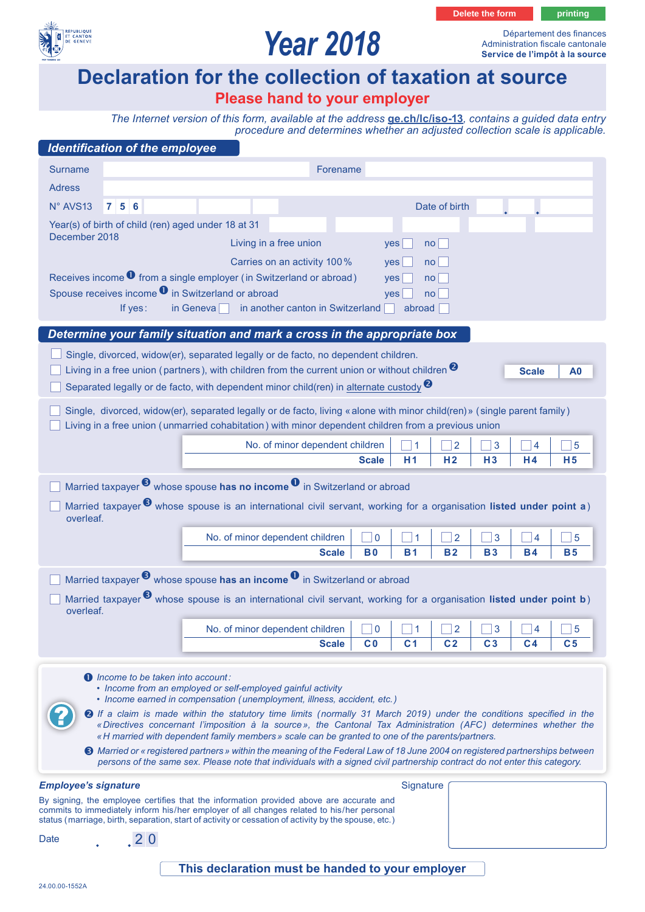Delete the form | printing

RÉPUBLIQUE ET CANTON DE GENÈVE

# Year 2018

Département des finances
Administration fiscale cantonale
**Service de l'impôt à la source**

# Declaration for the collection of taxation at source

## Please hand to your employer

*The Internet version of this form, available at the address **ge.ch/lc/iso-13**, contains a guided data entry procedure and determines whether an adjusted collection scale is applicable.*

## Identification of the employee

Surname ______ Forename ______

Adress ______

N° AVS13 7 5 6 ______ Date of birth ______

Year(s) of birth of child (ren) aged under 18 at 31 December 2018 ______

Living in a free union yes ☐ no ☐

Carries on an activity 100 % yes ☐ no ☐

Receives income [1] from a single employer (in Switzerland or abroad) yes ☐ no ☐

Spouse receives income [1] in Switzerland or abroad yes ☐ no ☐

If yes: in Geneva ☐ in another canton in Switzerland ☐ abroad ☐

## Determine your family situation and mark a cross in the appropriate box

☐ Single, divorced, widow(er), separated legally or de facto, no dependent children.
☐ Living in a free union (partners), with children from the current union or without children [2]
☐ Separated legally or de facto, with dependent minor child(ren) in alternate custody [2]

| Scale | A0 |
|---|---|

☐ Single, divorced, widow(er), separated legally or de facto, living «alone with minor child(ren)» (single parent family)
☐ Living in a free union (unmarried cohabitation) with minor dependent children from a previous union

| No. of minor dependent children | ☐ 1 | ☐ 2 | ☐ 3 | ☐ 4 | ☐ 5 |
|---|---|---|---|---|---|
| **Scale** | **H1** | **H2** | **H3** | **H4** | **H5** |

☐ Married taxpayer [3] whose spouse **has no income** [1] in Switzerland or abroad
☐ Married taxpayer [3] whose spouse is an international civil servant, working for a organisation **listed under point a**) overleaf.

| No. of minor dependent children | ☐ 0 | ☐ 1 | ☐ 2 | ☐ 3 | ☐ 4 | ☐ 5 |
|---|---|---|---|---|---|---|
| **Scale** | **B0** | **B1** | **B2** | **B3** | **B4** | **B5** |

☐ Married taxpayer [3] whose spouse **has an income** [1] in Switzerland or abroad
☐ Married taxpayer [3] whose spouse is an international civil servant, working for a organisation **listed under point b**) overleaf.

| No. of minor dependent children | ☐ 0 | ☐ 1 | ☐ 2 | ☐ 3 | ☐ 4 | ☐ 5 |
|---|---|---|---|---|---|---|
| **Scale** | **C0** | **C1** | **C2** | **C3** | **C4** | **C5** |

[1] *Income to be taken into account:*
- *Income from an employed or self-employed gainful activity*
- *Income earned in compensation (unemployment, illness, accident, etc.)*

[2] *If a claim is made within the statutory time limits (normally 31 March 2019) under the conditions specified in the «Directives concernant l'imposition à la source», the Cantonal Tax Administration (AFC) determines whether the «H married with dependent family members» scale can be granted to one of the parents/partners.*

[3] *Married or «registered partners» within the meaning of the Federal Law of 18 June 2004 on registered partnerships between persons of the same sex. Please note that individuals with a signed civil partnership contract do not enter this category.*

### Employee's signature

By signing, the employee certifies that the information provided above are accurate and commits to immediately inform his/her employer of all changes related to his/her personal status (marriage, birth, separation, start of activity or cessation of activity by the spouse, etc.)

Date __ . __ . 20__

Signature ______

**This declaration must be handed to your employer**

24.00.00-1552A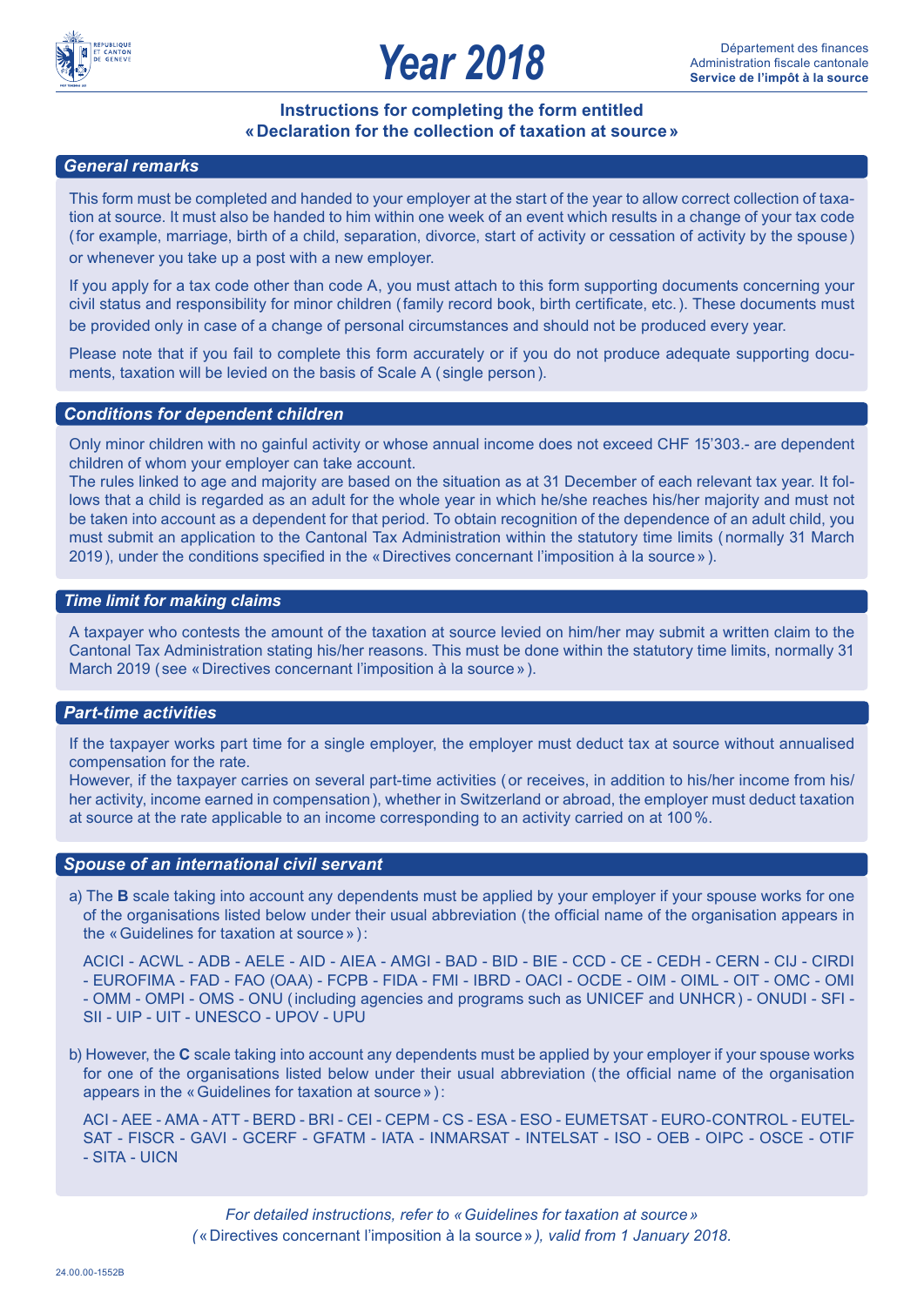République et canton de Genève

# Year 2018

Département des finances
Administration fiscale cantonale
**Service de l'impôt à la source**

**Instructions for completing the form entitled « Declaration for the collection of taxation at source »**

## *General remarks*

This form must be completed and handed to your employer at the start of the year to allow correct collection of taxation at source. It must also be handed to him within one week of an event which results in a change of your tax code (for example, marriage, birth of a child, separation, divorce, start of activity or cessation of activity by the spouse) or whenever you take up a post with a new employer.

If you apply for a tax code other than code A, you must attach to this form supporting documents concerning your civil status and responsibility for minor children (family record book, birth certificate, etc.). These documents must be provided only in case of a change of personal circumstances and should not be produced every year.

Please note that if you fail to complete this form accurately or if you do not produce adequate supporting documents, taxation will be levied on the basis of Scale A (single person).

## *Conditions for dependent children*

Only minor children with no gainful activity or whose annual income does not exceed CHF 15'303.- are dependent children of whom your employer can take account.
The rules linked to age and majority are based on the situation as at 31 December of each relevant tax year. It follows that a child is regarded as an adult for the whole year in which he/she reaches his/her majority and must not be taken into account as a dependent for that period. To obtain recognition of the dependence of an adult child, you must submit an application to the Cantonal Tax Administration within the statutory time limits (normally 31 March 2019), under the conditions specified in the « Directives concernant l'imposition à la source ».

## *Time limit for making claims*

A taxpayer who contests the amount of the taxation at source levied on him/her may submit a written claim to the Cantonal Tax Administration stating his/her reasons. This must be done within the statutory time limits, normally 31 March 2019 (see « Directives concernant l'imposition à la source »).

## *Part-time activities*

If the taxpayer works part time for a single employer, the employer must deduct tax at source without annualised compensation for the rate.
However, if the taxpayer carries on several part-time activities (or receives, in addition to his/her income from his/her activity, income earned in compensation), whether in Switzerland or abroad, the employer must deduct taxation at source at the rate applicable to an income corresponding to an activity carried on at 100 %.

## *Spouse of an international civil servant*

a) The **B** scale taking into account any dependents must be applied by your employer if your spouse works for one of the organisations listed below under their usual abbreviation (the official name of the organisation appears in the « Guidelines for taxation at source »):

ACICI - ACWL - ADB - AELE - AID - AIEA - AMGI - BAD - BID - BIE - CCD - CE - CEDH - CERN - CIJ - CIRDI - EUROFIMA - FAD - FAO (OAA) - FCPB - FIDA - FMI - IBRD - OACI - OCDE - OIM - OIML - OIT - OMC - OMI - OMM - OMPI - OMS - ONU (including agencies and programs such as UNICEF and UNHCR) - ONUDI - SFI - SII - UIP - UIT - UNESCO - UPOV - UPU

b) However, the **C** scale taking into account any dependents must be applied by your employer if your spouse works for one of the organisations listed below under their usual abbreviation (the official name of the organisation appears in the « Guidelines for taxation at source »):

ACI - AEE - AMA - ATT - BERD - BRI - CEI - CEPM - CS - ESA - ESO - EUMETSAT - EURO-CONTROL - EUTELSAT - FISCR - GAVI - GCERF - GFATM - IATA - INMARSAT - INTELSAT - ISO - OEB - OIPC - OSCE - OTIF - SITA - UICN

*For detailed instructions, refer to « Guidelines for taxation at source »*
*(*« Directives concernant l'imposition à la source »*), valid from 1 January 2018.*

24.00.00-1552B